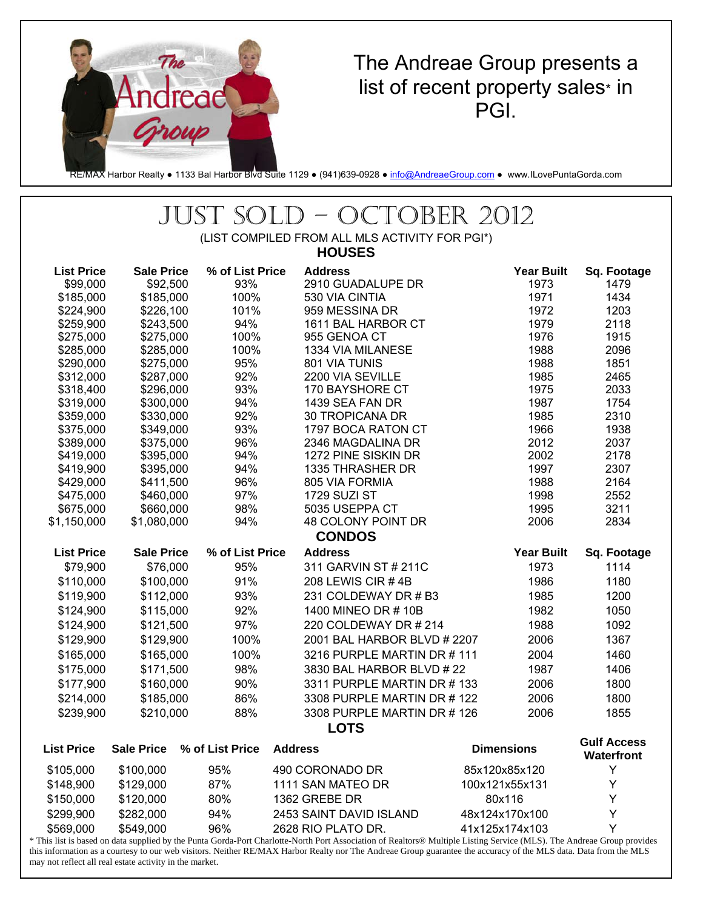The Andreae Group presents a list of recent property sales* in PGI.

RE/MAX Harbor Realty ● 1133 Bal Harbor Blvd Suite 1129 ● (941)639-0928 ● info@AndreaeGroup.com ● www.ILovePuntaGorda.com

# JUST SOLD – OCTOBER 2012

(LIST COMPILED FROM ALL MLS ACTIVITY FOR PGI*)

## HOUSES

| List Price | Sale Price | % of List Price | Address | Year Built | Sq. Footage |
|---|---|---|---|---|---|
| $99,000 | $92,500 | 93% | 2910 GUADALUPE DR | 1973 | 1479 |
| $185,000 | $185,000 | 100% | 530 VIA CINTIA | 1971 | 1434 |
| $224,900 | $226,100 | 101% | 959 MESSINA DR | 1972 | 1203 |
| $259,900 | $243,500 | 94% | 1611 BAL HARBOR CT | 1979 | 2118 |
| $275,000 | $275,000 | 100% | 955 GENOA CT | 1976 | 1915 |
| $285,000 | $285,000 | 100% | 1334 VIA MILANESE | 1988 | 2096 |
| $290,000 | $275,000 | 95% | 801 VIA TUNIS | 1988 | 1851 |
| $312,000 | $287,000 | 92% | 2200 VIA SEVILLE | 1985 | 2465 |
| $318,400 | $296,000 | 93% | 170 BAYSHORE CT | 1975 | 2033 |
| $319,000 | $300,000 | 94% | 1439 SEA FAN DR | 1987 | 1754 |
| $359,000 | $330,000 | 92% | 30 TROPICANA DR | 1985 | 2310 |
| $375,000 | $349,000 | 93% | 1797 BOCA RATON CT | 1966 | 1938 |
| $389,000 | $375,000 | 96% | 2346 MAGDALINA DR | 2012 | 2037 |
| $419,000 | $395,000 | 94% | 1272 PINE SISKIN DR | 2002 | 2178 |
| $419,900 | $395,000 | 94% | 1335 THRASHER DR | 1997 | 2307 |
| $429,000 | $411,500 | 96% | 805 VIA FORMIA | 1988 | 2164 |
| $475,000 | $460,000 | 97% | 1729 SUZI ST | 1998 | 2552 |
| $675,000 | $660,000 | 98% | 5035 USEPPA CT | 1995 | 3211 |
| $1,150,000 | $1,080,000 | 94% | 48 COLONY POINT DR | 2006 | 2834 |

## CONDOS

| List Price | Sale Price | % of List Price | Address | Year Built | Sq. Footage |
|---|---|---|---|---|---|
| $79,900 | $76,000 | 95% | 311 GARVIN ST # 211C | 1973 | 1114 |
| $110,000 | $100,000 | 91% | 208 LEWIS CIR # 4B | 1986 | 1180 |
| $119,900 | $112,000 | 93% | 231 COLDEWAY DR # B3 | 1985 | 1200 |
| $124,900 | $115,000 | 92% | 1400 MINEO DR # 10B | 1982 | 1050 |
| $124,900 | $121,500 | 97% | 220 COLDEWAY DR # 214 | 1988 | 1092 |
| $129,900 | $129,900 | 100% | 2001 BAL HARBOR BLVD # 2207 | 2006 | 1367 |
| $165,000 | $165,000 | 100% | 3216 PURPLE MARTIN DR # 111 | 2004 | 1460 |
| $175,000 | $171,500 | 98% | 3830 BAL HARBOR BLVD # 22 | 1987 | 1406 |
| $177,900 | $160,000 | 90% | 3311 PURPLE MARTIN DR # 133 | 2006 | 1800 |
| $214,000 | $185,000 | 86% | 3308 PURPLE MARTIN DR # 122 | 2006 | 1800 |
| $239,900 | $210,000 | 88% | 3308 PURPLE MARTIN DR # 126 | 2006 | 1855 |

## LOTS

| List Price | Sale Price | % of List Price | Address | Dimensions | Gulf Access Waterfront |
|---|---|---|---|---|---|
| $105,000 | $100,000 | 95% | 490 CORONADO DR | 85x120x85x120 | Y |
| $148,900 | $129,000 | 87% | 1111 SAN MATEO DR | 100x121x55x131 | Y |
| $150,000 | $120,000 | 80% | 1362 GREBE DR | 80x116 | Y |
| $299,900 | $282,000 | 94% | 2453 SAINT DAVID ISLAND | 48x124x170x100 | Y |
| $569,000 | $549,000 | 96% | 2628 RIO PLATO DR. | 41x125x174x103 | Y |

* This list is based on data supplied by the Punta Gorda-Port Charlotte-North Port Association of Realtors® Multiple Listing Service (MLS). The Andreae Group provides this information as a courtesy to our web visitors. Neither RE/MAX Harbor Realty nor The Andreae Group guarantee the accuracy of the MLS data. Data from the MLS may not reflect all real estate activity in the market.